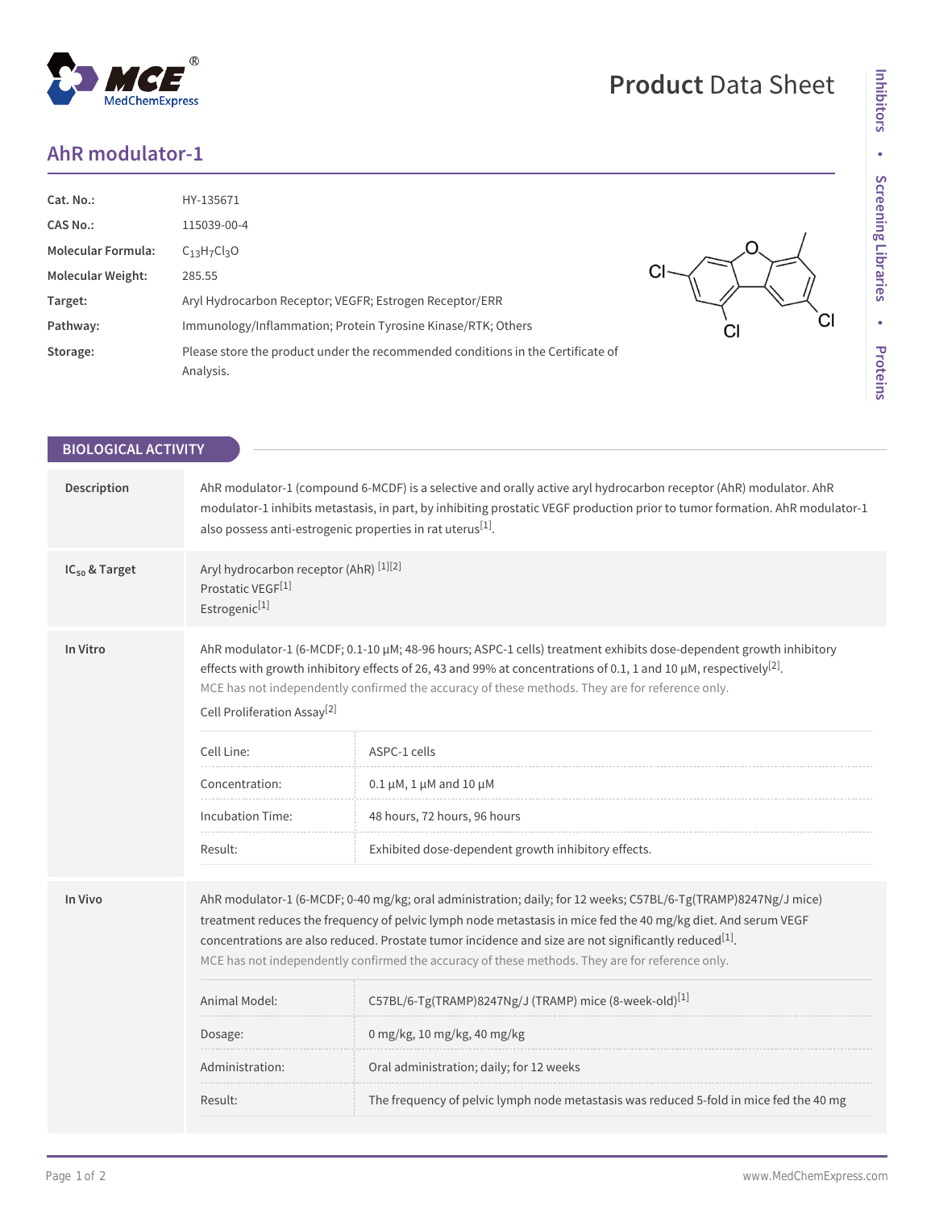# AhR modulator-1

| | |
|---|---|
| **Cat. No.:** | HY-135671 |
| **CAS No.:** | 115039-00-4 |
| **Molecular Formula:** | $C_{13}H_7Cl_3O$ |
| **Molecular Weight:** | 285.55 |
| **Target:** | Aryl Hydrocarbon Receptor; VEGFR; Estrogen Receptor/ERR |
| **Pathway:** | Immunology/Inflammation; Protein Tyrosine Kinase/RTK; Others |
| **Storage:** | Please store the product under the recommended conditions in the Certificate of Analysis. |

## BIOLOGICAL ACTIVITY

**Description**

AhR modulator-1 (compound 6-MCDF) is a selective and orally active aryl hydrocarbon receptor (AhR) modulator. AhR modulator-1 inhibits metastasis, in part, by inhibiting prostatic VEGF production prior to tumor formation. AhR modulator-1 also possess anti-estrogenic properties in rat uterus[1].

**$IC_{50}$ & Target**

Aryl hydrocarbon receptor (AhR) [1][2]
Prostatic VEGF[1]
Estrogenic[1]

**In Vitro**

AhR modulator-1 (6-MCDF; 0.1-10 µM; 48-96 hours; ASPC-1 cells) treatment exhibits dose-dependent growth inhibitory effects with growth inhibitory effects of 26, 43 and 99% at concentrations of 0.1, 1 and 10 µM, respectively[2].

MCE has not independently confirmed the accuracy of these methods. They are for reference only.

Cell Proliferation Assay[2]

| | |
|---|---|
| Cell Line: | ASPC-1 cells |
| Concentration: | 0.1 µM, 1 µM and 10 µM |
| Incubation Time: | 48 hours, 72 hours, 96 hours |
| Result: | Exhibited dose-dependent growth inhibitory effects. |

**In Vivo**

AhR modulator-1 (6-MCDF; 0-40 mg/kg; oral administration; daily; for 12 weeks; C57BL/6-Tg(TRAMP)8247Ng/J mice) treatment reduces the frequency of pelvic lymph node metastasis in mice fed the 40 mg/kg diet. And serum VEGF concentrations are also reduced. Prostate tumor incidence and size are not significantly reduced[1].

MCE has not independently confirmed the accuracy of these methods. They are for reference only.

| | |
|---|---|
| Animal Model: | C57BL/6-Tg(TRAMP)8247Ng/J (TRAMP) mice (8-week-old)[1] |
| Dosage: | 0 mg/kg, 10 mg/kg, 40 mg/kg |
| Administration: | Oral administration; daily; for 12 weeks |
| Result: | The frequency of pelvic lymph node metastasis was reduced 5-fold in mice fed the 40 mg |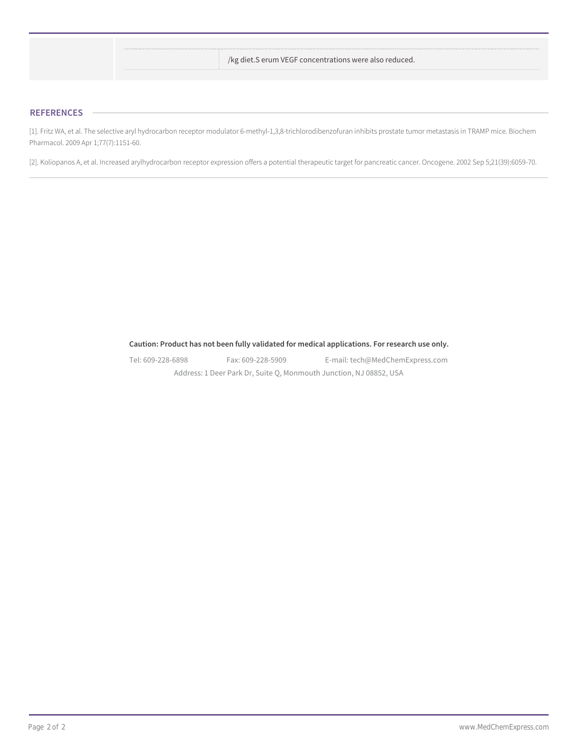| | |
|---|---|
| | /kg diet.S erum VEGF concentrations were also reduced. |

## REFERENCES

[1]. Fritz WA, et al. The selective aryl hydrocarbon receptor modulator 6-methyl-1,3,8-trichlorodibenzofuran inhibits prostate tumor metastasis in TRAMP mice. Biochem Pharmacol. 2009 Apr 1;77(7):1151-60.

[2]. Koliopanos A, et al. Increased arylhydrocarbon receptor expression offers a potential therapeutic target for pancreatic cancer. Oncogene. 2002 Sep 5;21(39):6059-70.

**Caution: Product has not been fully validated for medical applications. For research use only.**

Tel: 609-228-6898    Fax: 609-228-5909    E-mail: tech@MedChemExpress.com

Address: 1 Deer Park Dr, Suite Q, Monmouth Junction, NJ 08852, USA